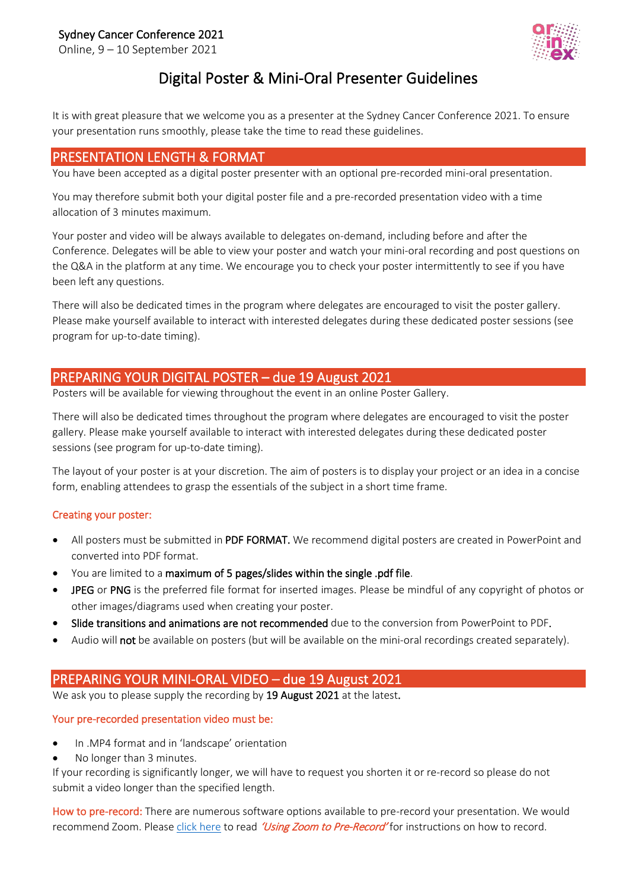Sydney Cancer Conference 2021

Online, 9 – 10 September 2021

# Digital Poster & Mini-Oral Presenter Guidelines

It is with great pleasure that we welcome you as a presenter at the Sydney Cancer Conference 2021. To ensure your presentation runs smoothly, please take the time to read these guidelines.

## PRESENTATION LENGTH & FORMAT

You have been accepted as a digital poster presenter with an optional pre-recorded mini-oral presentation.

You may therefore submit both your digital poster file and a pre-recorded presentation video with a time allocation of 3 minutes maximum.

Your poster and video will be always available to delegates on-demand, including before and after the Conference. Delegates will be able to view your poster and watch your mini-oral recording and post questions on the Q&A in the platform at any time. We encourage you to check your poster intermittently to see if you have been left any questions.

There will also be dedicated times in the program where delegates are encouraged to visit the poster gallery. Please make yourself available to interact with interested delegates during these dedicated poster sessions (see program for up-to-date timing).

## PREPARING YOUR DIGITAL POSTER – due 19 August 2021

Posters will be available for viewing throughout the event in an online Poster Gallery.

There will also be dedicated times throughout the program where delegates are encouraged to visit the poster gallery. Please make yourself available to interact with interested delegates during these dedicated poster sessions (see program for up-to-date timing).

The layout of your poster is at your discretion. The aim of posters is to display your project or an idea in a concise form, enabling attendees to grasp the essentials of the subject in a short time frame.

### Creating your poster:

- All posters must be submitted in **PDF FORMAT.** We recommend digital posters are created in PowerPoint and converted into PDF format.
- You are limited to a **maximum of 5 pages/slides within the single .pdf file**.
- **JPEG** or **PNG** is the preferred file format for inserted images. Please be mindful of any copyright of photos or other images/diagrams used when creating your poster.
- **Slide transitions and animations are not recommended** due to the conversion from PowerPoint to PDF.
- Audio will **not** be available on posters (but will be available on the mini-oral recordings created separately).

## PREPARING YOUR MINI-ORAL VIDEO – due 19 August 2021

We ask you to please supply the recording by **19 August 2021** at the latest.

### Your pre-recorded presentation video must be:

- In .MP4 format and in 'landscape' orientation
- No longer than 3 minutes.

If your recording is significantly longer, we will have to request you shorten it or re-record so please do not submit a video longer than the specified length.

How to pre-record: There are numerous software options available to pre-record your presentation. We would recommend Zoom. Please [click here] to read *'Using Zoom to Pre-Record'* for instructions on how to record.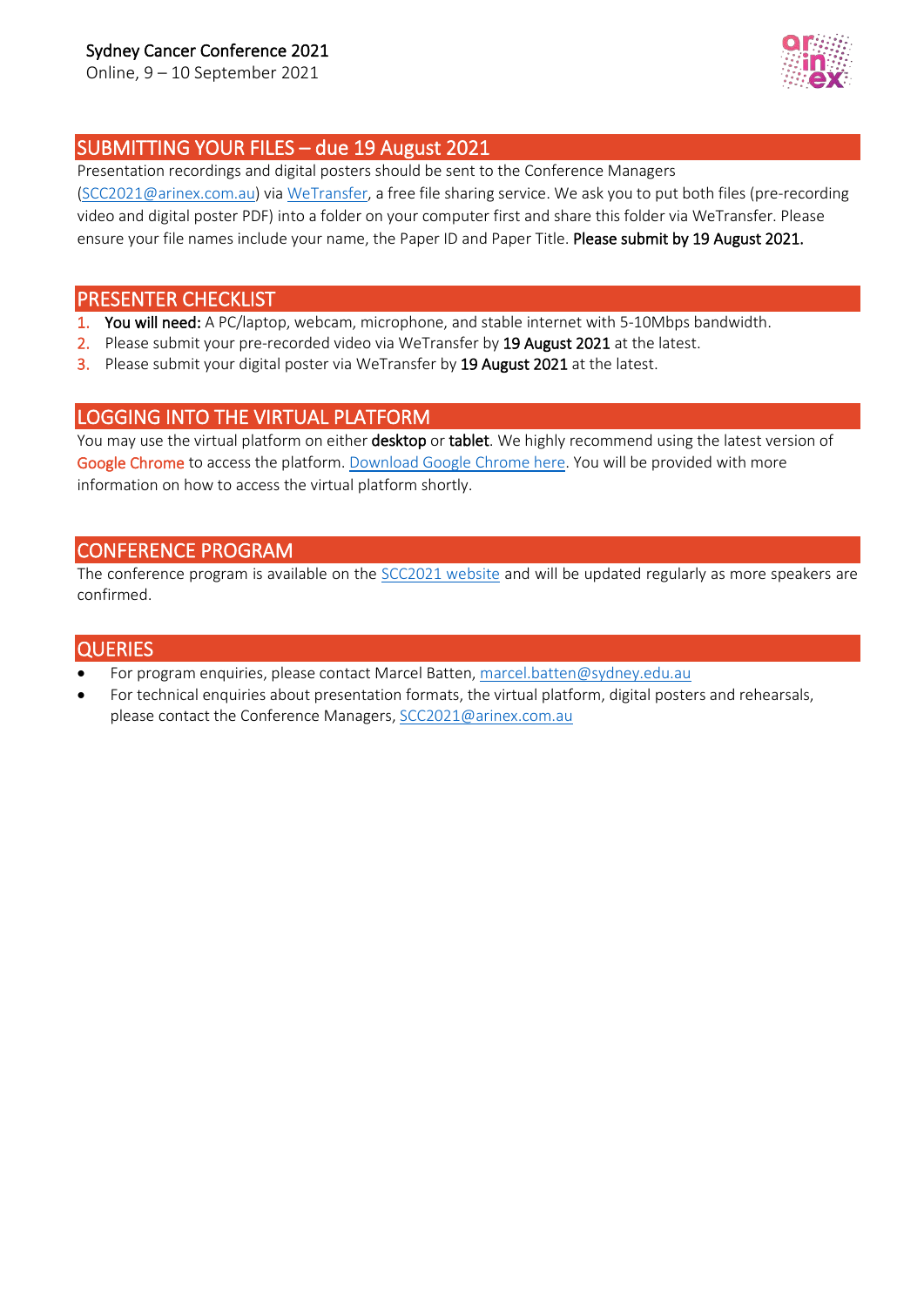Sydney Cancer Conference 2021
Online, 9 – 10 September 2021

## SUBMITTING YOUR FILES – due 19 August 2021

Presentation recordings and digital posters should be sent to the Conference Managers (SCC2021@arinex.com.au) via WeTransfer, a free file sharing service. We ask you to put both files (pre-recording video and digital poster PDF) into a folder on your computer first and share this folder via WeTransfer. Please ensure your file names include your name, the Paper ID and Paper Title. **Please submit by 19 August 2021.**

## PRESENTER CHECKLIST

1. **You will need:** A PC/laptop, webcam, microphone, and stable internet with 5-10Mbps bandwidth.
2. Please submit your pre-recorded video via WeTransfer by **19 August 2021** at the latest.
3. Please submit your digital poster via WeTransfer by **19 August 2021** at the latest.

## LOGGING INTO THE VIRTUAL PLATFORM

You may use the virtual platform on either **desktop** or **tablet**. We highly recommend using the latest version of Google Chrome to access the platform. Download Google Chrome here. You will be provided with more information on how to access the virtual platform shortly.

## CONFERENCE PROGRAM

The conference program is available on the SCC2021 website and will be updated regularly as more speakers are confirmed.

## QUERIES

- For program enquiries, please contact Marcel Batten, marcel.batten@sydney.edu.au
- For technical enquiries about presentation formats, the virtual platform, digital posters and rehearsals, please contact the Conference Managers, SCC2021@arinex.com.au